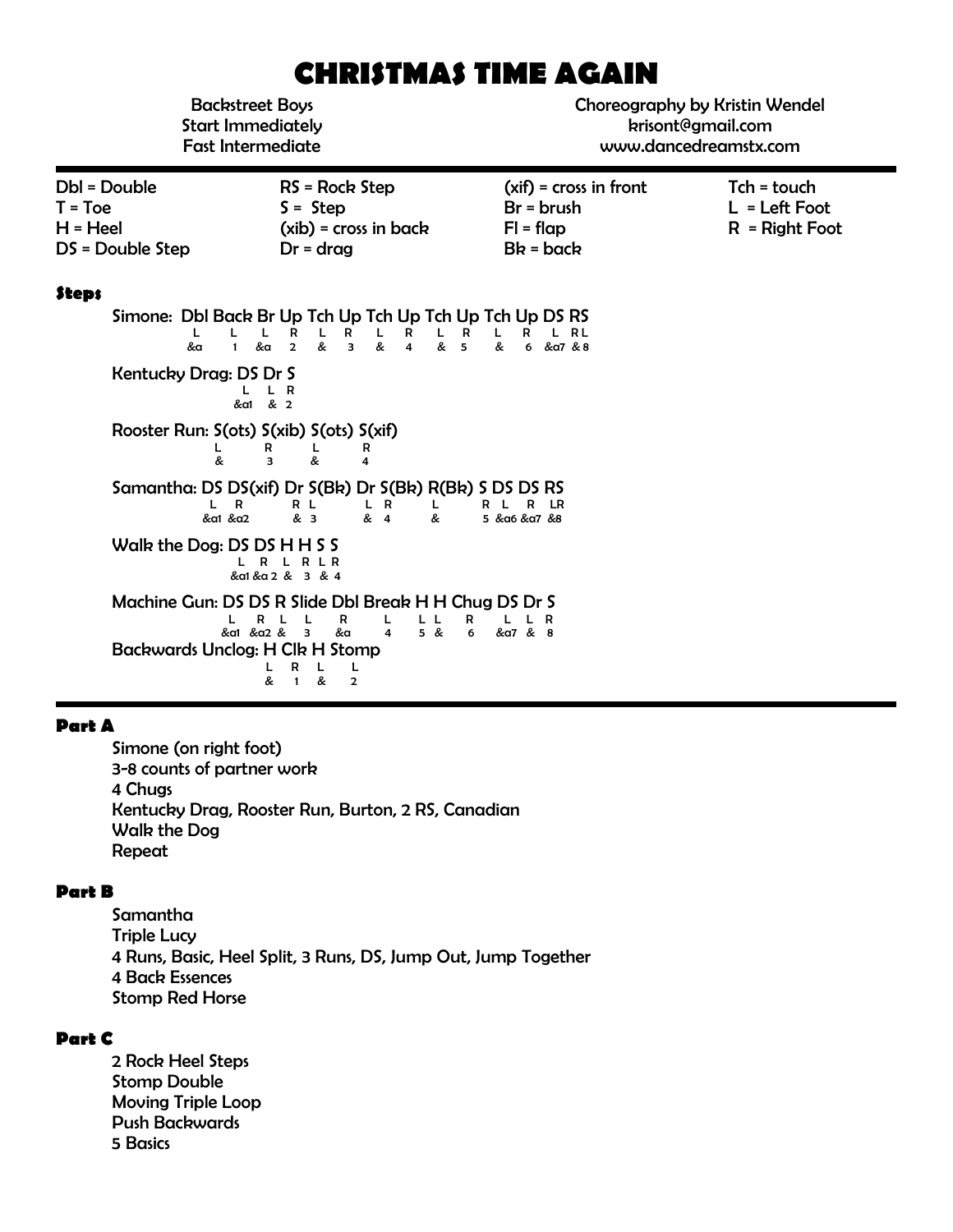# CHRISTMAS TIME AGAIN

Backstreet Boys
Start Immediately
Fast Intermediate

Choreography by Kristin Wendel
krisont@gmail.com
www.dancedreamstx.com

| | | | |
|---|---|---|---|
| Dbl = Double | RS = Rock Step | (xif) = cross in front | Tch = touch |
| T = Toe | S = Step | Br = brush | L = Left Foot |
| H = Heel | (xib) = cross in back | Fl = flap | R = Right Foot |
| DS = Double Step | Dr = drag | Bk = back | |

### Steps

**Simone:** Dbl Back Br Up Tch Up Tch Up Tch Up Tch Up DS RS

```
L   L  L   R  L  R  L  R  L  R  L  R   L   RL
&a  1  &a  2  &  3  &  4  &  5  &  6  &a7  &8
```

**Kentucky Drag:** DS Dr S

```
L    L  R
&a1  &  2
```

**Rooster Run:** S(ots) S(xib) S(ots) S(xif)

```
L  R  L  R
&  3  &  4
```

**Samantha:** DS DS(xif) Dr S(Bk) Dr S(Bk) R(Bk) S DS DS RS

```
L    R    R  L  L  R  L  R  L    R    LR
&a1  &a2  &  3  &  4  &  5  &a6  &a7  &8
```

**Walk the Dog:** DS DS H H S S

```
L    R    L  R  L  R
&a1  &a2  &  3  &  4
```

**Machine Gun:** DS DS R Slide Dbl Break H H Chug DS Dr S

```
L    R    L  L  R   L  L  L  R  L    L  R
&a1  &a2  &  3  &a  4  5  &  6  &a7  &  8
```

**Backwards Unclog:** H Clk H Stomp

```
L  R  L  L
&  1  &  2
```

### Part A

Simone (on right foot)
3-8 counts of partner work
4 Chugs
Kentucky Drag, Rooster Run, Burton, 2 RS, Canadian
Walk the Dog
Repeat

### Part B

Samantha
Triple Lucy
4 Runs, Basic, Heel Split, 3 Runs, DS, Jump Out, Jump Together
4 Back Essences
Stomp Red Horse

### Part C

2 Rock Heel Steps
Stomp Double
Moving Triple Loop
Push Backwards
5 Basics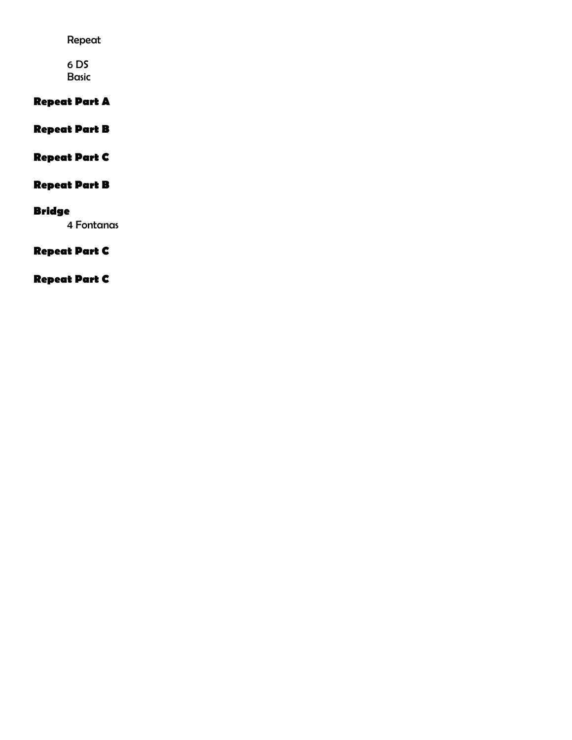Repeat

6 DS
Basic

**Repeat Part A**

**Repeat Part B**

**Repeat Part C**

**Repeat Part B**

**Bridge**

4 Fontanas

**Repeat Part C**

**Repeat Part C**